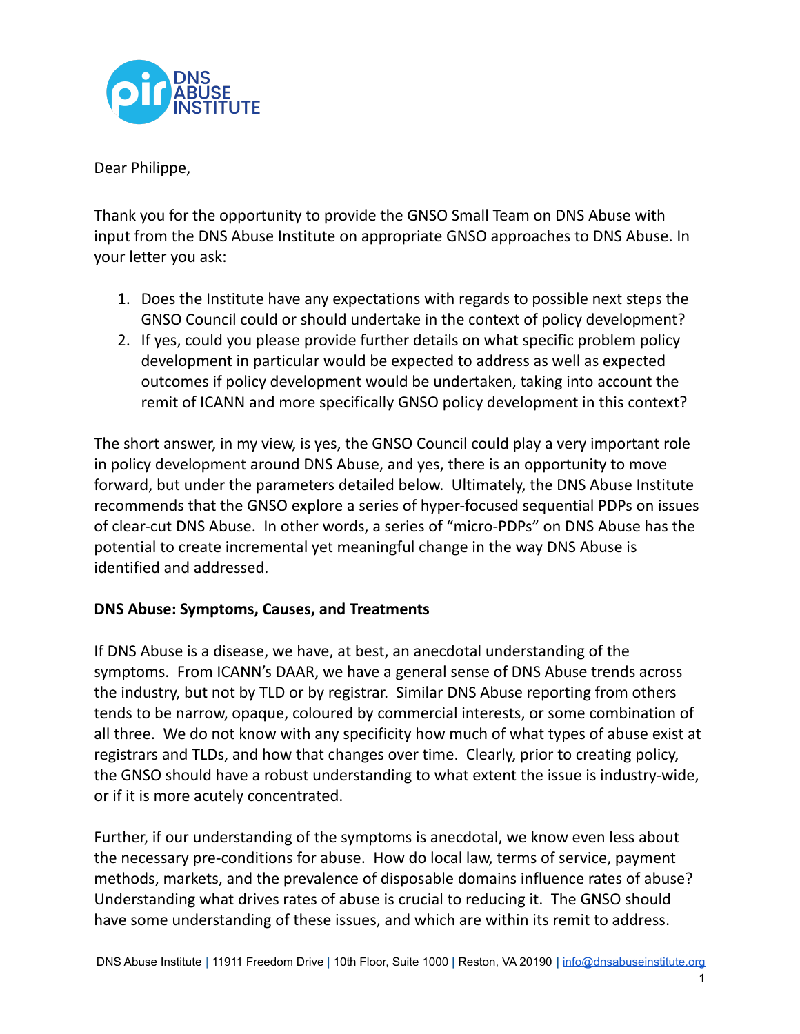Dear Philippe,

Thank you for the opportunity to provide the GNSO Small Team on DNS Abuse with input from the DNS Abuse Institute on appropriate GNSO approaches to DNS Abuse. In your letter you ask:

1. Does the Institute have any expectations with regards to possible next steps the GNSO Council could or should undertake in the context of policy development?
2. If yes, could you please provide further details on what specific problem policy development in particular would be expected to address as well as expected outcomes if policy development would be undertaken, taking into account the remit of ICANN and more specifically GNSO policy development in this context?

The short answer, in my view, is yes, the GNSO Council could play a very important role in policy development around DNS Abuse, and yes, there is an opportunity to move forward, but under the parameters detailed below. Ultimately, the DNS Abuse Institute recommends that the GNSO explore a series of hyper-focused sequential PDPs on issues of clear-cut DNS Abuse. In other words, a series of "micro-PDPs" on DNS Abuse has the potential to create incremental yet meaningful change in the way DNS Abuse is identified and addressed.

**DNS Abuse: Symptoms, Causes, and Treatments**

If DNS Abuse is a disease, we have, at best, an anecdotal understanding of the symptoms. From ICANN's DAAR, we have a general sense of DNS Abuse trends across the industry, but not by TLD or by registrar. Similar DNS Abuse reporting from others tends to be narrow, opaque, coloured by commercial interests, or some combination of all three. We do not know with any specificity how much of what types of abuse exist at registrars and TLDs, and how that changes over time. Clearly, prior to creating policy, the GNSO should have a robust understanding to what extent the issue is industry-wide, or if it is more acutely concentrated.

Further, if our understanding of the symptoms is anecdotal, we know even less about the necessary pre-conditions for abuse. How do local law, terms of service, payment methods, markets, and the prevalence of disposable domains influence rates of abuse? Understanding what drives rates of abuse is crucial to reducing it. The GNSO should have some understanding of these issues, and which are within its remit to address.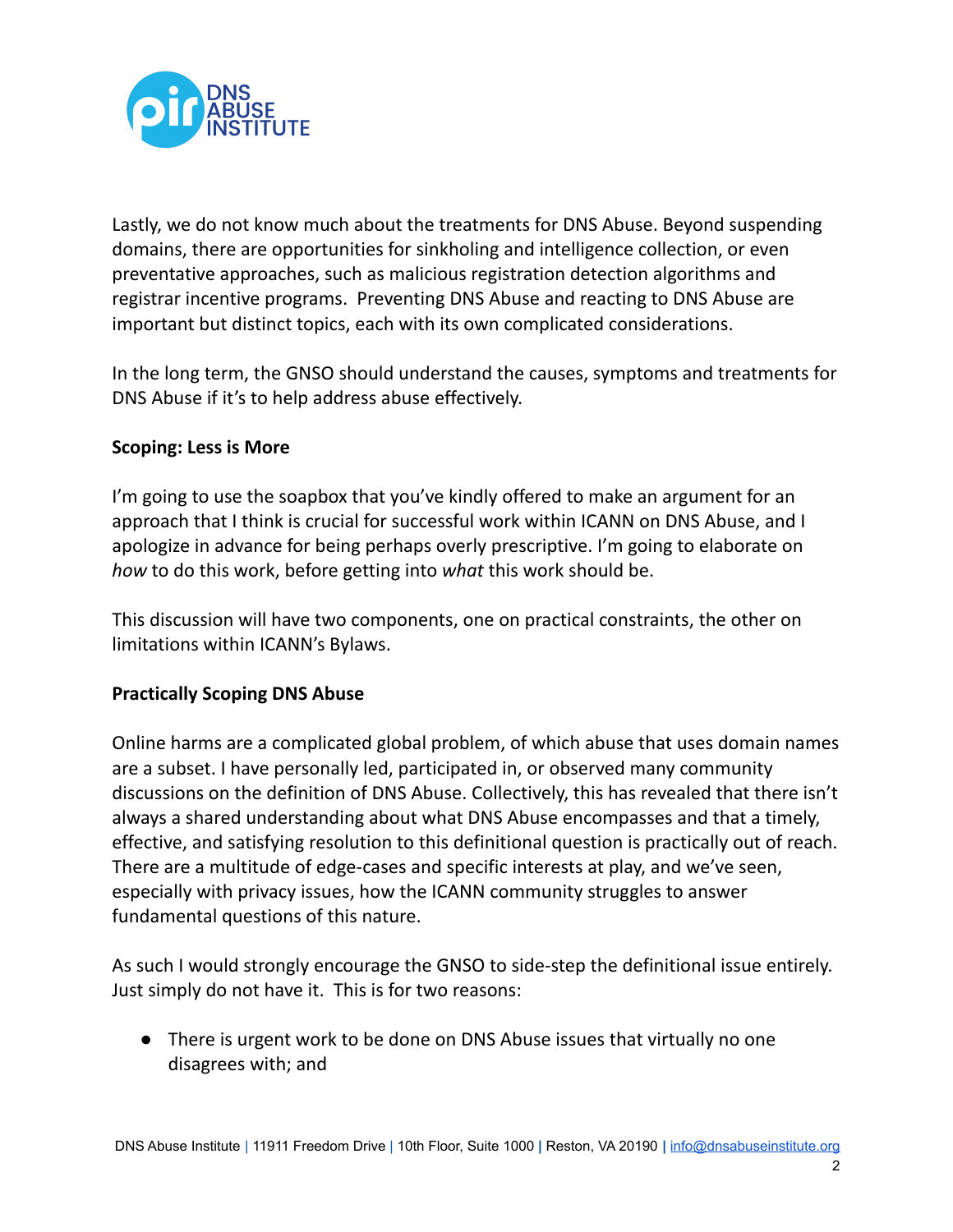Lastly, we do not know much about the treatments for DNS Abuse. Beyond suspending domains, there are opportunities for sinkholing and intelligence collection, or even preventative approaches, such as malicious registration detection algorithms and registrar incentive programs. Preventing DNS Abuse and reacting to DNS Abuse are important but distinct topics, each with its own complicated considerations.

In the long term, the GNSO should understand the causes, symptoms and treatments for DNS Abuse if it's to help address abuse effectively.

**Scoping: Less is More**

I'm going to use the soapbox that you've kindly offered to make an argument for an approach that I think is crucial for successful work within ICANN on DNS Abuse, and I apologize in advance for being perhaps overly prescriptive. I'm going to elaborate on *how* to do this work, before getting into *what* this work should be.

This discussion will have two components, one on practical constraints, the other on limitations within ICANN's Bylaws.

**Practically Scoping DNS Abuse**

Online harms are a complicated global problem, of which abuse that uses domain names are a subset. I have personally led, participated in, or observed many community discussions on the definition of DNS Abuse. Collectively, this has revealed that there isn't always a shared understanding about what DNS Abuse encompasses and that a timely, effective, and satisfying resolution to this definitional question is practically out of reach. There are a multitude of edge-cases and specific interests at play, and we've seen, especially with privacy issues, how the ICANN community struggles to answer fundamental questions of this nature.

As such I would strongly encourage the GNSO to side-step the definitional issue entirely. Just simply do not have it. This is for two reasons:

- There is urgent work to be done on DNS Abuse issues that virtually no one disagrees with; and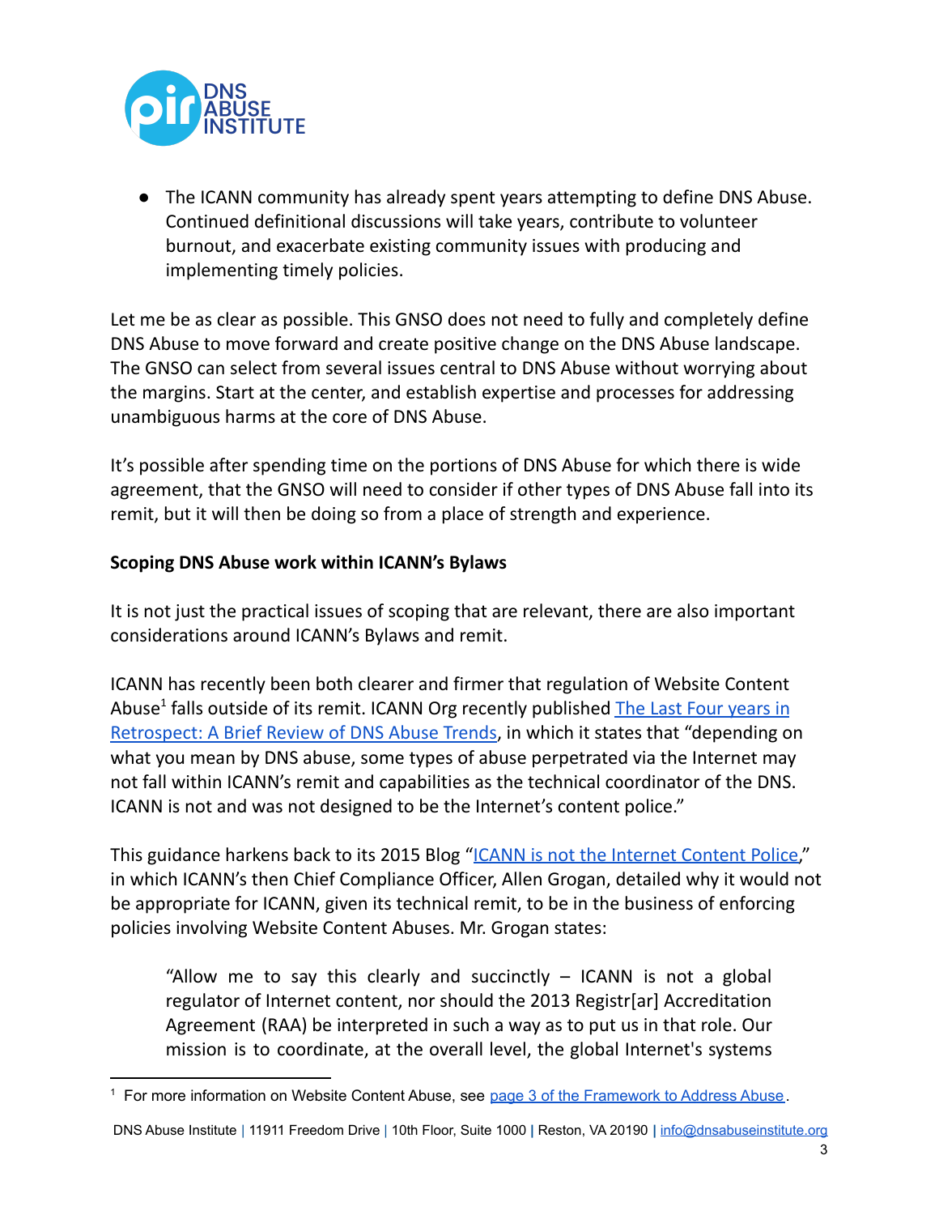- The ICANN community has already spent years attempting to define DNS Abuse. Continued definitional discussions will take years, contribute to volunteer burnout, and exacerbate existing community issues with producing and implementing timely policies.

Let me be as clear as possible. This GNSO does not need to fully and completely define DNS Abuse to move forward and create positive change on the DNS Abuse landscape. The GNSO can select from several issues central to DNS Abuse without worrying about the margins. Start at the center, and establish expertise and processes for addressing unambiguous harms at the core of DNS Abuse.

It's possible after spending time on the portions of DNS Abuse for which there is wide agreement, that the GNSO will need to consider if other types of DNS Abuse fall into its remit, but it will then be doing so from a place of strength and experience.

**Scoping DNS Abuse work within ICANN's Bylaws**

It is not just the practical issues of scoping that are relevant, there are also important considerations around ICANN's Bylaws and remit.

ICANN has recently been both clearer and firmer that regulation of Website Content Abuse[1] falls outside of its remit. ICANN Org recently published [The Last Four years in Retrospect: A Brief Review of DNS Abuse Trends](), in which it states that "depending on what you mean by DNS abuse, some types of abuse perpetrated via the Internet may not fall within ICANN's remit and capabilities as the technical coordinator of the DNS. ICANN is not and was not designed to be the Internet's content police."

This guidance harkens back to its 2015 Blog "[ICANN is not the Internet Content Police](),"  in which ICANN's then Chief Compliance Officer, Allen Grogan, detailed why it would not be appropriate for ICANN, given its technical remit, to be in the business of enforcing policies involving Website Content Abuses. Mr. Grogan states:

> "Allow me to say this clearly and succinctly – ICANN is not a global regulator of Internet content, nor should the 2013 Registr[ar] Accreditation Agreement (RAA) be interpreted in such a way as to put us in that role. Our mission is to coordinate, at the overall level, the global Internet's systems

[1] For more information on Website Content Abuse, see [page 3 of the Framework to Address Abuse]().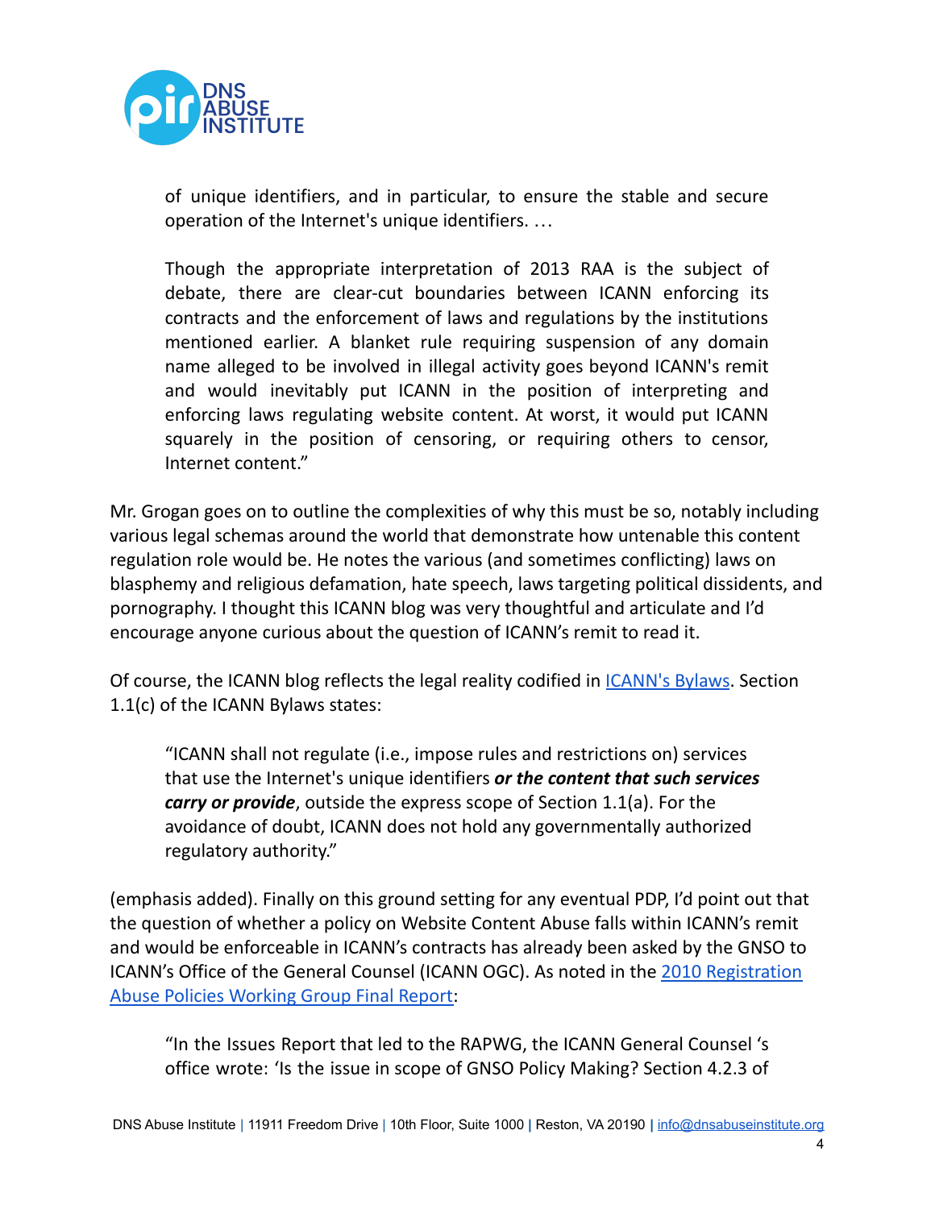> of unique identifiers, and in particular, to ensure the stable and secure operation of the Internet's unique identifiers. …
>
> Though the appropriate interpretation of 2013 RAA is the subject of debate, there are clear-cut boundaries between ICANN enforcing its contracts and the enforcement of laws and regulations by the institutions mentioned earlier. A blanket rule requiring suspension of any domain name alleged to be involved in illegal activity goes beyond ICANN's remit and would inevitably put ICANN in the position of interpreting and enforcing laws regulating website content. At worst, it would put ICANN squarely in the position of censoring, or requiring others to censor, Internet content."

Mr. Grogan goes on to outline the complexities of why this must be so, notably including various legal schemas around the world that demonstrate how untenable this content regulation role would be. He notes the various (and sometimes conflicting) laws on blasphemy and religious defamation, hate speech, laws targeting political dissidents, and pornography. I thought this ICANN blog was very thoughtful and articulate and I'd encourage anyone curious about the question of ICANN's remit to read it.

Of course, the ICANN blog reflects the legal reality codified in ICANN's Bylaws. Section 1.1(c) of the ICANN Bylaws states:

> "ICANN shall not regulate (i.e., impose rules and restrictions on) services that use the Internet's unique identifiers ***or the content that such services carry or provide***, outside the express scope of Section 1.1(a). For the avoidance of doubt, ICANN does not hold any governmentally authorized regulatory authority."

(emphasis added). Finally on this ground setting for any eventual PDP, I'd point out that the question of whether a policy on Website Content Abuse falls within ICANN's remit and would be enforceable in ICANN's contracts has already been asked by the GNSO to ICANN's Office of the General Counsel (ICANN OGC). As noted in the 2010 Registration Abuse Policies Working Group Final Report:

> "In the Issues Report that led to the RAPWG, the ICANN General Counsel 's office wrote: 'Is the issue in scope of GNSO Policy Making? Section 4.2.3 of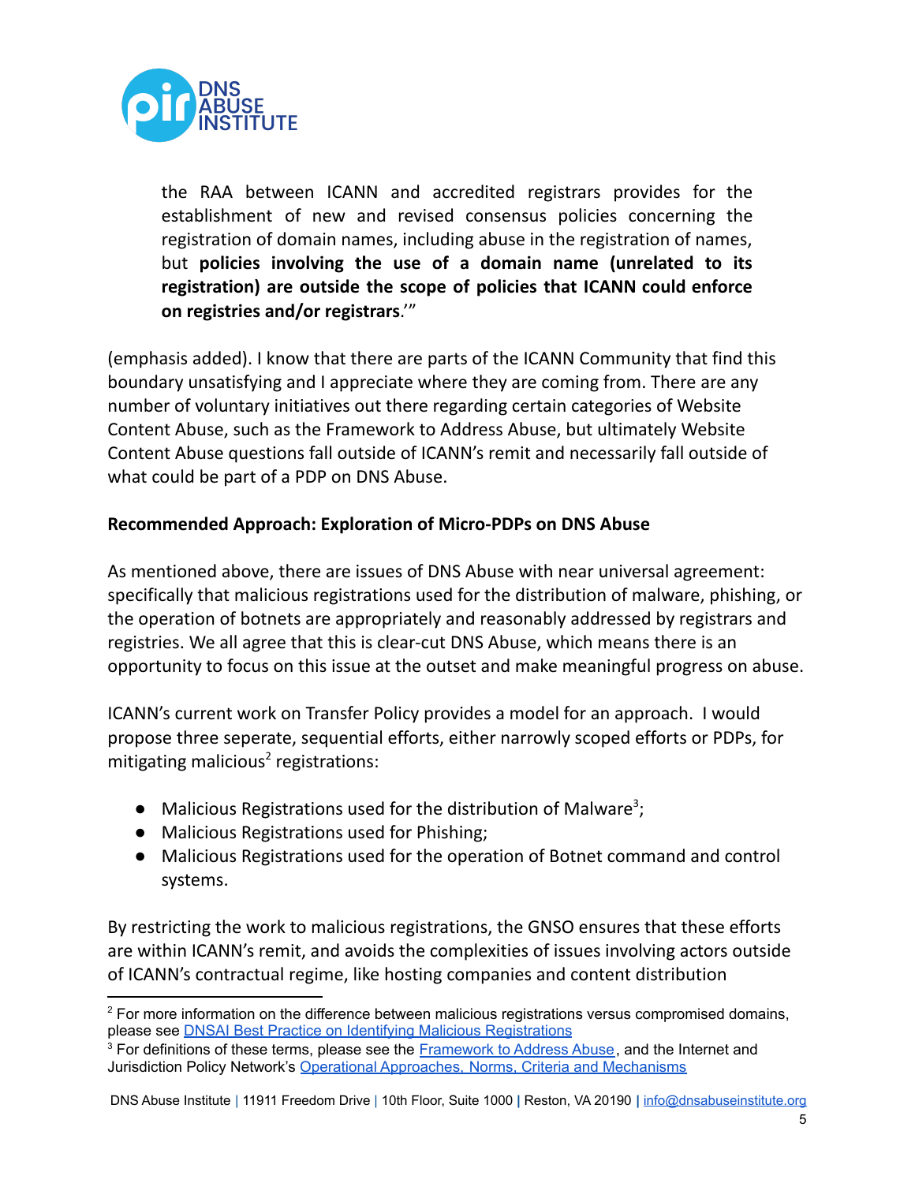> the RAA between ICANN and accredited registrars provides for the establishment of new and revised consensus policies concerning the registration of domain names, including abuse in the registration of names, but **policies involving the use of a domain name (unrelated to its registration) are outside the scope of policies that ICANN could enforce on registries and/or registrars**.'"

(emphasis added). I know that there are parts of the ICANN Community that find this boundary unsatisfying and I appreciate where they are coming from. There are any number of voluntary initiatives out there regarding certain categories of Website Content Abuse, such as the Framework to Address Abuse, but ultimately Website Content Abuse questions fall outside of ICANN's remit and necessarily fall outside of what could be part of a PDP on DNS Abuse.

**Recommended Approach: Exploration of Micro-PDPs on DNS Abuse**

As mentioned above, there are issues of DNS Abuse with near universal agreement: specifically that malicious registrations used for the distribution of malware, phishing, or the operation of botnets are appropriately and reasonably addressed by registrars and registries. We all agree that this is clear-cut DNS Abuse, which means there is an opportunity to focus on this issue at the outset and make meaningful progress on abuse.

ICANN's current work on Transfer Policy provides a model for an approach. I would propose three seperate, sequential efforts, either narrowly scoped efforts or PDPs, for mitigating malicious[2] registrations:

- Malicious Registrations used for the distribution of Malware[3];
- Malicious Registrations used for Phishing;
- Malicious Registrations used for the operation of Botnet command and control systems.

By restricting the work to malicious registrations, the GNSO ensures that these efforts are within ICANN's remit, and avoids the complexities of issues involving actors outside of ICANN's contractual regime, like hosting companies and content distribution

---

[2] For more information on the difference between malicious registrations versus compromised domains, please see [DNSAI Best Practice on Identifying Malicious Registrations]

[3] For definitions of these terms, please see the [Framework to Address Abuse], and the Internet and Jurisdiction Policy Network's [Operational Approaches, Norms, Criteria and Mechanisms]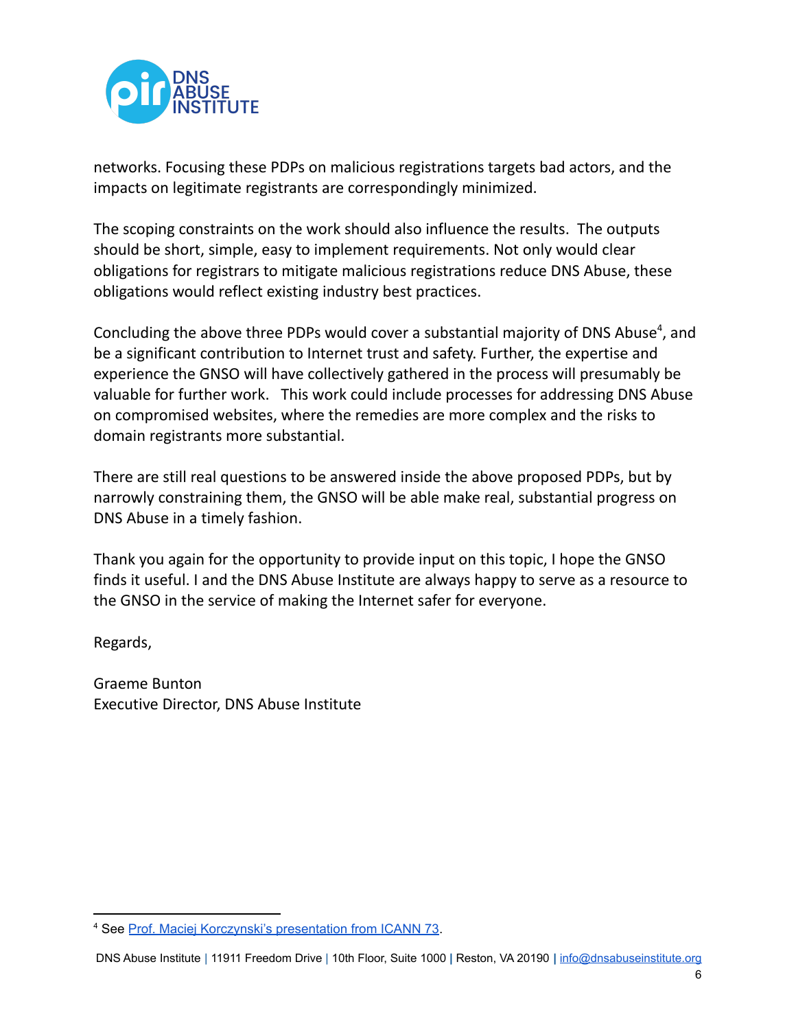networks. Focusing these PDPs on malicious registrations targets bad actors, and the impacts on legitimate registrants are correspondingly minimized.

The scoping constraints on the work should also influence the results. The outputs should be short, simple, easy to implement requirements. Not only would clear obligations for registrars to mitigate malicious registrations reduce DNS Abuse, these obligations would reflect existing industry best practices.

Concluding the above three PDPs would cover a substantial majority of DNS Abuse[4], and be a significant contribution to Internet trust and safety. Further, the expertise and experience the GNSO will have collectively gathered in the process will presumably be valuable for further work. This work could include processes for addressing DNS Abuse on compromised websites, where the remedies are more complex and the risks to domain registrants more substantial.

There are still real questions to be answered inside the above proposed PDPs, but by narrowly constraining them, the GNSO will be able make real, substantial progress on DNS Abuse in a timely fashion.

Thank you again for the opportunity to provide input on this topic, I hope the GNSO finds it useful. I and the DNS Abuse Institute are always happy to serve as a resource to the GNSO in the service of making the Internet safer for everyone.

Regards,

Graeme Bunton
Executive Director, DNS Abuse Institute

---

[4] See Prof. Maciej Korczynski's presentation from ICANN 73.